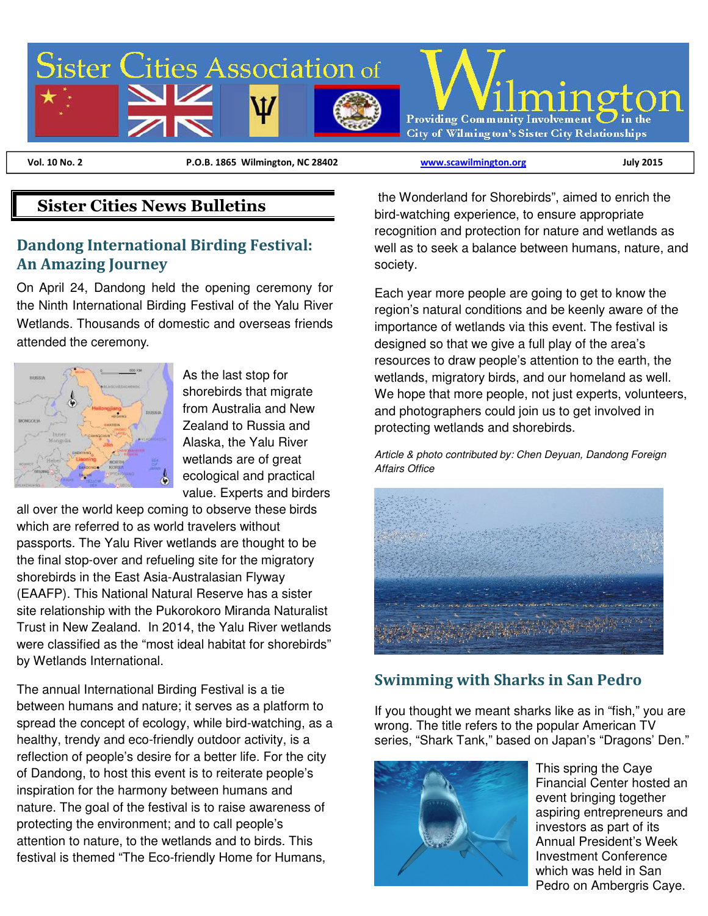# Sister Cities Association of Wilmington

Providing Community Involvement in the City of Wilmington's Sister City Relationships

| Vol. 10 No. 2 | P.O.B. 1865 Wilmington, NC 28402 | www.scawilmington.org | July 2015 |
|---|---|---|---|

## Sister Cities News Bulletins

### Dandong International Birding Festival: An Amazing Journey

On April 24, Dandong held the opening ceremony for the Ninth International Birding Festival of the Yalu River Wetlands. Thousands of domestic and overseas friends attended the ceremony.

As the last stop for shorebirds that migrate from Australia and New Zealand to Russia and Alaska, the Yalu River wetlands are of great ecological and practical value. Experts and birders all over the world keep coming to observe these birds which are referred to as world travelers without passports. The Yalu River wetlands are thought to be the final stop-over and refueling site for the migratory shorebirds in the East Asia-Australasian Flyway (EAAFP). This National Natural Reserve has a sister site relationship with the Pukorokoro Miranda Naturalist Trust in New Zealand. In 2014, the Yalu River wetlands were classified as the "most ideal habitat for shorebirds" by Wetlands International.

The annual International Birding Festival is a tie between humans and nature; it serves as a platform to spread the concept of ecology, while bird-watching, as a healthy, trendy and eco-friendly outdoor activity, is a reflection of people's desire for a better life. For the city of Dandong, to host this event is to reiterate people's inspiration for the harmony between humans and nature. The goal of the festival is to raise awareness of protecting the environment; and to call people's attention to nature, to the wetlands and to birds. This festival is themed "The Eco-friendly Home for Humans, the Wonderland for Shorebirds", aimed to enrich the bird-watching experience, to ensure appropriate recognition and protection for nature and wetlands as well as to seek a balance between humans, nature, and society.

Each year more people are going to get to know the region's natural conditions and be keenly aware of the importance of wetlands via this event. The festival is designed so that we give a full play of the area's resources to draw people's attention to the earth, the wetlands, migratory birds, and our homeland as well. We hope that more people, not just experts, volunteers, and photographers could join us to get involved in protecting wetlands and shorebirds.

*Article & photo contributed by: Chen Deyuan, Dandong Foreign Affairs Office*

### Swimming with Sharks in San Pedro

If you thought we meant sharks like as in "fish," you are wrong. The title refers to the popular American TV series, "Shark Tank," based on Japan's "Dragons' Den."

This spring the Caye Financial Center hosted an event bringing together aspiring entrepreneurs and investors as part of its Annual President's Week Investment Conference which was held in San Pedro on Ambergris Caye.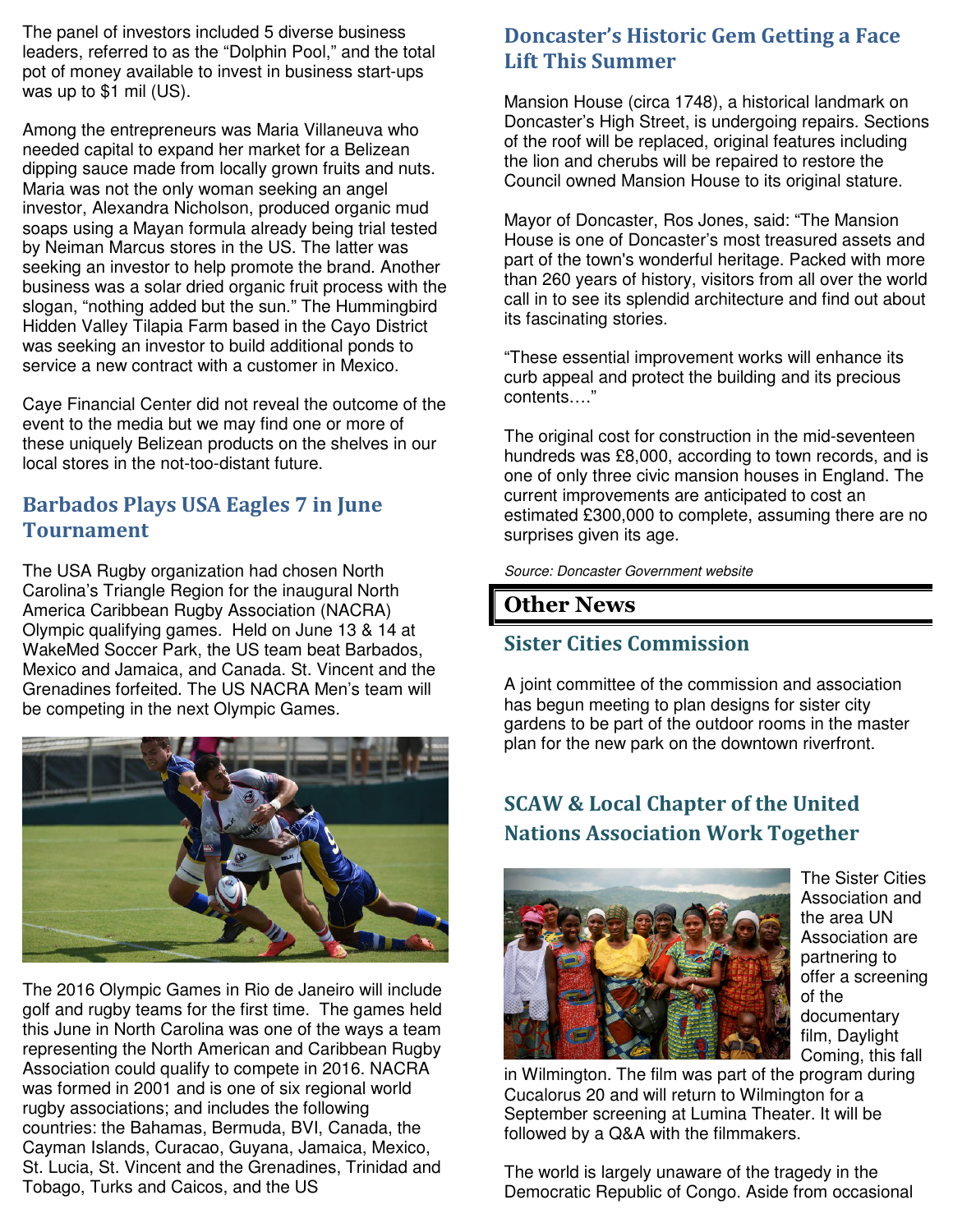The panel of investors included 5 diverse business leaders, referred to as the "Dolphin Pool," and the total pot of money available to invest in business start-ups was up to $1 mil (US).

Among the entrepreneurs was Maria Villaneuva who needed capital to expand her market for a Belizean dipping sauce made from locally grown fruits and nuts. Maria was not the only woman seeking an angel investor, Alexandra Nicholson, produced organic mud soaps using a Mayan formula already being trial tested by Neiman Marcus stores in the US. The latter was seeking an investor to help promote the brand. Another business was a solar dried organic fruit process with the slogan, "nothing added but the sun." The Hummingbird Hidden Valley Tilapia Farm based in the Cayo District was seeking an investor to build additional ponds to service a new contract with a customer in Mexico.

Caye Financial Center did not reveal the outcome of the event to the media but we may find one or more of these uniquely Belizean products on the shelves in our local stores in the not-too-distant future.

## Barbados Plays USA Eagles 7 in June Tournament

The USA Rugby organization had chosen North Carolina's Triangle Region for the inaugural North America Caribbean Rugby Association (NACRA) Olympic qualifying games. Held on June 13 & 14 at WakeMed Soccer Park, the US team beat Barbados, Mexico and Jamaica, and Canada. St. Vincent and the Grenadines forfeited. The US NACRA Men's team will be competing in the next Olympic Games.

The 2016 Olympic Games in Rio de Janeiro will include golf and rugby teams for the first time. The games held this June in North Carolina was one of the ways a team representing the North American and Caribbean Rugby Association could qualify to compete in 2016. NACRA was formed in 2001 and is one of six regional world rugby associations; and includes the following countries: the Bahamas, Bermuda, BVI, Canada, the Cayman Islands, Curacao, Guyana, Jamaica, Mexico, St. Lucia, St. Vincent and the Grenadines, Trinidad and Tobago, Turks and Caicos, and the US

## Doncaster's Historic Gem Getting a Face Lift This Summer

Mansion House (circa 1748), a historical landmark on Doncaster's High Street, is undergoing repairs. Sections of the roof will be replaced, original features including the lion and cherubs will be repaired to restore the Council owned Mansion House to its original stature.

Mayor of Doncaster, Ros Jones, said: "The Mansion House is one of Doncaster's most treasured assets and part of the town's wonderful heritage. Packed with more than 260 years of history, visitors from all over the world call in to see its splendid architecture and find out about its fascinating stories.

"These essential improvement works will enhance its curb appeal and protect the building and its precious contents…."

The original cost for construction in the mid-seventeen hundreds was £8,000, according to town records, and is one of only three civic mansion houses in England. The current improvements are anticipated to cost an estimated £300,000 to complete, assuming there are no surprises given its age.

*Source: Doncaster Government website*

# Other News

## Sister Cities Commission

A joint committee of the commission and association has begun meeting to plan designs for sister city gardens to be part of the outdoor rooms in the master plan for the new park on the downtown riverfront.

## SCAW & Local Chapter of the United Nations Association Work Together

The Sister Cities Association and the area UN Association are partnering to offer a screening of the documentary film, Daylight Coming, this fall in Wilmington. The film was part of the program during Cucalorus 20 and will return to Wilmington for a September screening at Lumina Theater. It will be followed by a Q&A with the filmmakers.

The world is largely unaware of the tragedy in the Democratic Republic of Congo. Aside from occasional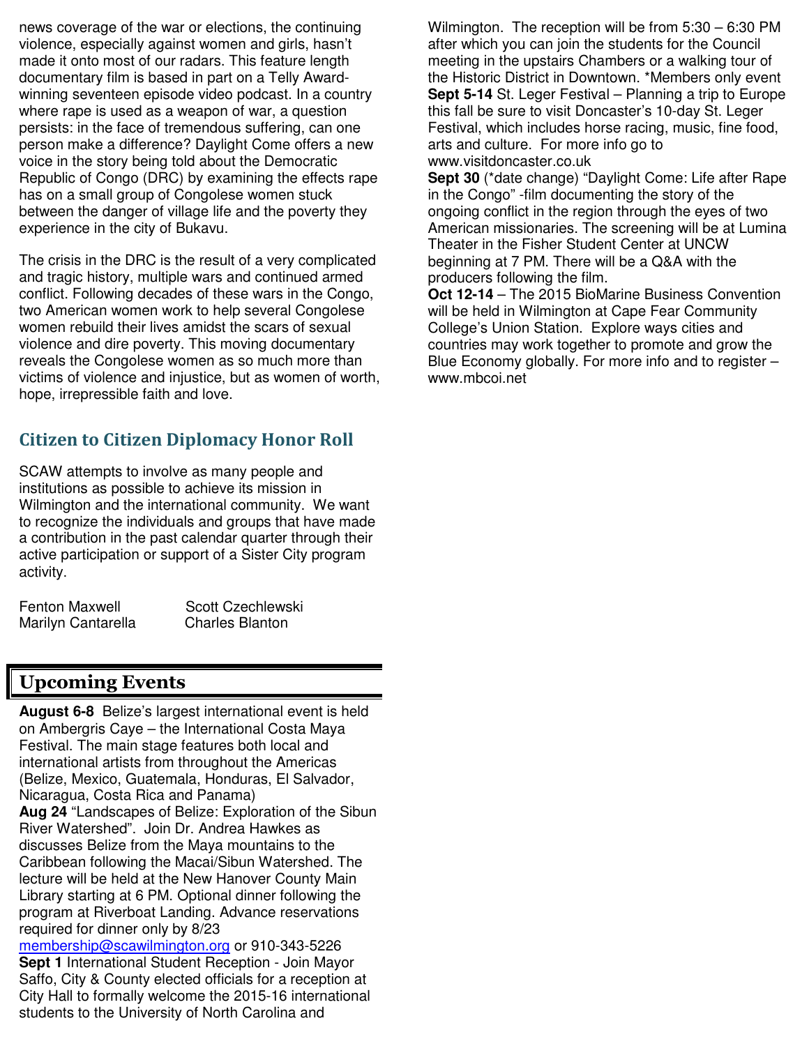news coverage of the war or elections, the continuing violence, especially against women and girls, hasn't made it onto most of our radars. This feature length documentary film is based in part on a Telly Award-winning seventeen episode video podcast. In a country where rape is used as a weapon of war, a question persists: in the face of tremendous suffering, can one person make a difference? Daylight Come offers a new voice in the story being told about the Democratic Republic of Congo (DRC) by examining the effects rape has on a small group of Congolese women stuck between the danger of village life and the poverty they experience in the city of Bukavu.

The crisis in the DRC is the result of a very complicated and tragic history, multiple wars and continued armed conflict. Following decades of these wars in the Congo, two American women work to help several Congolese women rebuild their lives amidst the scars of sexual violence and dire poverty. This moving documentary reveals the Congolese women as so much more than victims of violence and injustice, but as women of worth, hope, irrepressible faith and love.

## Citizen to Citizen Diplomacy Honor Roll

SCAW attempts to involve as many people and institutions as possible to achieve its mission in Wilmington and the international community. We want to recognize the individuals and groups that have made a contribution in the past calendar quarter through their active participation or support of a Sister City program activity.

| | |
|---|---|
| Fenton Maxwell | Scott Czechlewski |
| Marilyn Cantarella | Charles Blanton |

## Upcoming Events

**August 6-8** Belize's largest international event is held on Ambergris Caye – the International Costa Maya Festival. The main stage features both local and international artists from throughout the Americas (Belize, Mexico, Guatemala, Honduras, El Salvador, Nicaragua, Costa Rica and Panama)

**Aug 24** "Landscapes of Belize: Exploration of the Sibun River Watershed". Join Dr. Andrea Hawkes as discusses Belize from the Maya mountains to the Caribbean following the Macai/Sibun Watershed. The lecture will be held at the New Hanover County Main Library starting at 6 PM. Optional dinner following the program at Riverboat Landing. Advance reservations required for dinner only by 8/23 membership@scawilmington.org or 910-343-5226

**Sept 1** International Student Reception - Join Mayor Saffo, City & County elected officials for a reception at City Hall to formally welcome the 2015-16 international students to the University of North Carolina and Wilmington. The reception will be from 5:30 – 6:30 PM after which you can join the students for the Council meeting in the upstairs Chambers or a walking tour of the Historic District in Downtown. *Members only event

**Sept 5-14** St. Leger Festival – Planning a trip to Europe this fall be sure to visit Doncaster's 10-day St. Leger Festival, which includes horse racing, music, fine food, arts and culture. For more info go to www.visitdoncaster.co.uk

**Sept 30** (*date change) "Daylight Come: Life after Rape in the Congo" -film documenting the story of the ongoing conflict in the region through the eyes of two American missionaries. The screening will be at Lumina Theater in the Fisher Student Center at UNCW beginning at 7 PM. There will be a Q&A with the producers following the film.

**Oct 12-14** – The 2015 BioMarine Business Convention will be held in Wilmington at Cape Fear Community College's Union Station. Explore ways cities and countries may work together to promote and grow the Blue Economy globally. For more info and to register – www.mbcoi.net